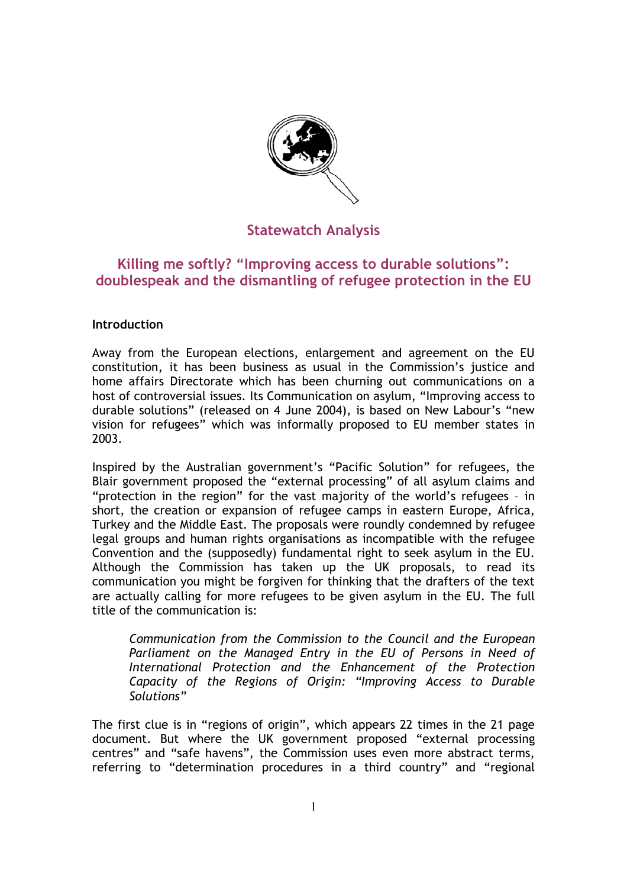## Statewatch Analysis

# Killing me softly? "Improving access to durable solutions": doublespeak and the dismantling of refugee protection in the EU

### Introduction

Away from the European elections, enlargement and agreement on the EU constitution, it has been business as usual in the Commission's justice and home affairs Directorate which has been churning out communications on a host of controversial issues. Its Communication on asylum, "Improving access to durable solutions" (released on 4 June 2004), is based on New Labour's "new vision for refugees" which was informally proposed to EU member states in 2003.

Inspired by the Australian government's "Pacific Solution" for refugees, the Blair government proposed the "external processing" of all asylum claims and "protection in the region" for the vast majority of the world's refugees – in short, the creation or expansion of refugee camps in eastern Europe, Africa, Turkey and the Middle East. The proposals were roundly condemned by refugee legal groups and human rights organisations as incompatible with the refugee Convention and the (supposedly) fundamental right to seek asylum in the EU. Although the Commission has taken up the UK proposals, to read its communication you might be forgiven for thinking that the drafters of the text are actually calling for more refugees to be given asylum in the EU. The full title of the communication is:

> *Communication from the Commission to the Council and the European Parliament on the Managed Entry in the EU of Persons in Need of International Protection and the Enhancement of the Protection Capacity of the Regions of Origin: "Improving Access to Durable Solutions"*

The first clue is in "regions of origin", which appears 22 times in the 21 page document. But where the UK government proposed "external processing centres" and "safe havens", the Commission uses even more abstract terms, referring to "determination procedures in a third country" and "regional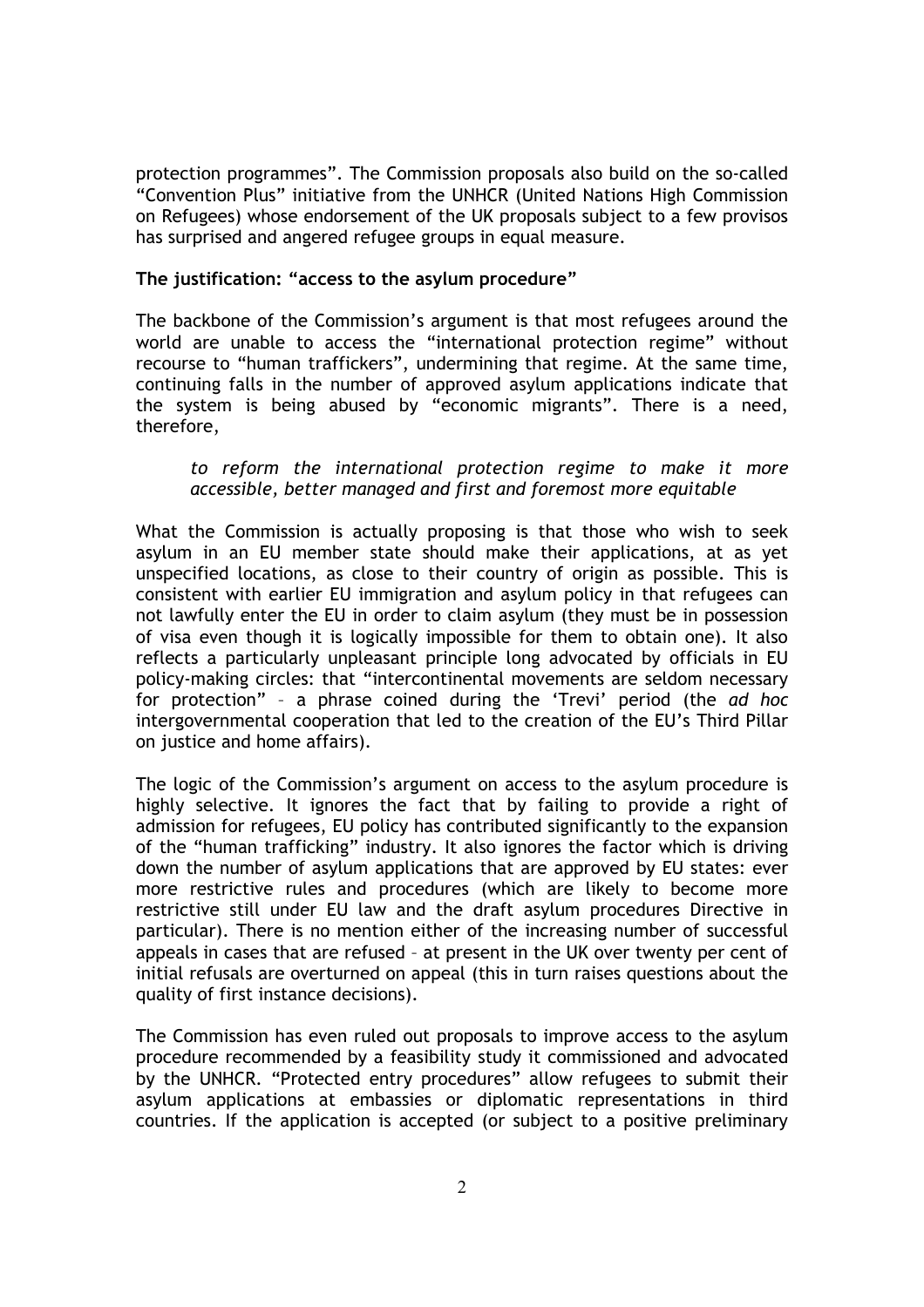protection programmes". The Commission proposals also build on the so-called "Convention Plus" initiative from the UNHCR (United Nations High Commission on Refugees) whose endorsement of the UK proposals subject to a few provisos has surprised and angered refugee groups in equal measure.

**The justification: "access to the asylum procedure"**

The backbone of the Commission's argument is that most refugees around the world are unable to access the "international protection regime" without recourse to "human traffickers", undermining that regime. At the same time, continuing falls in the number of approved asylum applications indicate that the system is being abused by "economic migrants". There is a need, therefore,

> *to reform the international protection regime to make it more accessible, better managed and first and foremost more equitable*

What the Commission is actually proposing is that those who wish to seek asylum in an EU member state should make their applications, at as yet unspecified locations, as close to their country of origin as possible. This is consistent with earlier EU immigration and asylum policy in that refugees can not lawfully enter the EU in order to claim asylum (they must be in possession of visa even though it is logically impossible for them to obtain one). It also reflects a particularly unpleasant principle long advocated by officials in EU policy-making circles: that "intercontinental movements are seldom necessary for protection" – a phrase coined during the 'Trevi' period (the *ad hoc* intergovernmental cooperation that led to the creation of the EU's Third Pillar on justice and home affairs).

The logic of the Commission's argument on access to the asylum procedure is highly selective. It ignores the fact that by failing to provide a right of admission for refugees, EU policy has contributed significantly to the expansion of the "human trafficking" industry. It also ignores the factor which is driving down the number of asylum applications that are approved by EU states: ever more restrictive rules and procedures (which are likely to become more restrictive still under EU law and the draft asylum procedures Directive in particular). There is no mention either of the increasing number of successful appeals in cases that are refused – at present in the UK over twenty per cent of initial refusals are overturned on appeal (this in turn raises questions about the quality of first instance decisions).

The Commission has even ruled out proposals to improve access to the asylum procedure recommended by a feasibility study it commissioned and advocated by the UNHCR. "Protected entry procedures" allow refugees to submit their asylum applications at embassies or diplomatic representations in third countries. If the application is accepted (or subject to a positive preliminary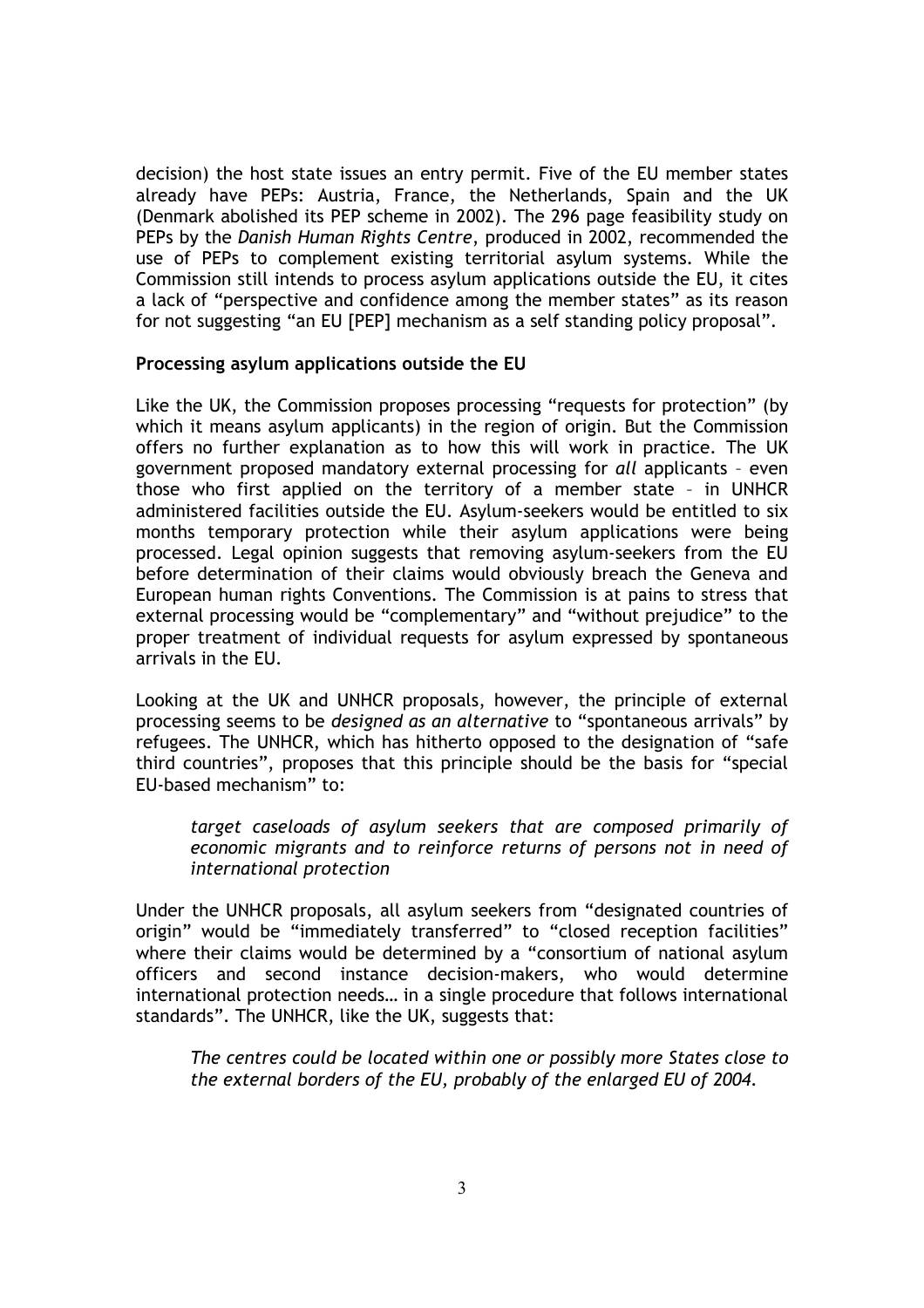decision) the host state issues an entry permit. Five of the EU member states already have PEPs: Austria, France, the Netherlands, Spain and the UK (Denmark abolished its PEP scheme in 2002). The 296 page feasibility study on PEPs by the *Danish Human Rights Centre*, produced in 2002, recommended the use of PEPs to complement existing territorial asylum systems. While the Commission still intends to process asylum applications outside the EU, it cites a lack of "perspective and confidence among the member states" as its reason for not suggesting "an EU [PEP] mechanism as a self standing policy proposal".

**Processing asylum applications outside the EU**

Like the UK, the Commission proposes processing "requests for protection" (by which it means asylum applicants) in the region of origin. But the Commission offers no further explanation as to how this will work in practice. The UK government proposed mandatory external processing for *all* applicants – even those who first applied on the territory of a member state – in UNHCR administered facilities outside the EU. Asylum-seekers would be entitled to six months temporary protection while their asylum applications were being processed. Legal opinion suggests that removing asylum-seekers from the EU before determination of their claims would obviously breach the Geneva and European human rights Conventions. The Commission is at pains to stress that external processing would be "complementary" and "without prejudice" to the proper treatment of individual requests for asylum expressed by spontaneous arrivals in the EU.

Looking at the UK and UNHCR proposals, however, the principle of external processing seems to be *designed as an alternative* to "spontaneous arrivals" by refugees. The UNHCR, which has hitherto opposed to the designation of "safe third countries", proposes that this principle should be the basis for "special EU-based mechanism" to:

> *target caseloads of asylum seekers that are composed primarily of economic migrants and to reinforce returns of persons not in need of international protection*

Under the UNHCR proposals, all asylum seekers from "designated countries of origin" would be "immediately transferred" to "closed reception facilities" where their claims would be determined by a "consortium of national asylum officers and second instance decision-makers, who would determine international protection needs… in a single procedure that follows international standards". The UNHCR, like the UK, suggests that:

> *The centres could be located within one or possibly more States close to the external borders of the EU, probably of the enlarged EU of 2004.*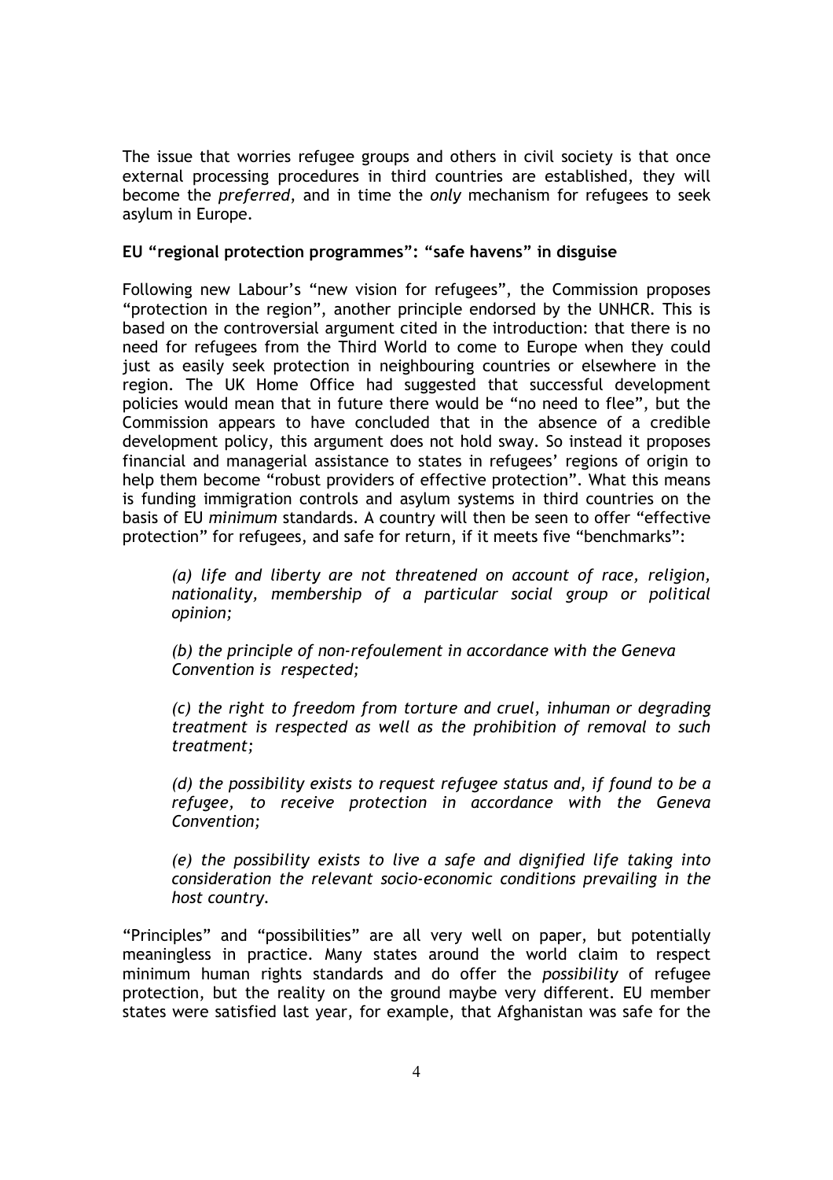The issue that worries refugee groups and others in civil society is that once external processing procedures in third countries are established, they will become the *preferred*, and in time the *only* mechanism for refugees to seek asylum in Europe.

**EU "regional protection programmes": "safe havens" in disguise**

Following new Labour's "new vision for refugees", the Commission proposes "protection in the region", another principle endorsed by the UNHCR. This is based on the controversial argument cited in the introduction: that there is no need for refugees from the Third World to come to Europe when they could just as easily seek protection in neighbouring countries or elsewhere in the region. The UK Home Office had suggested that successful development policies would mean that in future there would be "no need to flee", but the Commission appears to have concluded that in the absence of a credible development policy, this argument does not hold sway. So instead it proposes financial and managerial assistance to states in refugees' regions of origin to help them become "robust providers of effective protection". What this means is funding immigration controls and asylum systems in third countries on the basis of EU *minimum* standards. A country will then be seen to offer "effective protection" for refugees, and safe for return, if it meets five "benchmarks":

> *(a) life and liberty are not threatened on account of race, religion, nationality, membership of a particular social group or political opinion;*
>
> *(b) the principle of non-refoulement in accordance with the Geneva Convention is respected;*
>
> *(c) the right to freedom from torture and cruel, inhuman or degrading treatment is respected as well as the prohibition of removal to such treatment;*
>
> *(d) the possibility exists to request refugee status and, if found to be a refugee, to receive protection in accordance with the Geneva Convention;*
>
> *(e) the possibility exists to live a safe and dignified life taking into consideration the relevant socio-economic conditions prevailing in the host country.*

"Principles" and "possibilities" are all very well on paper, but potentially meaningless in practice. Many states around the world claim to respect minimum human rights standards and do offer the *possibility* of refugee protection, but the reality on the ground maybe very different. EU member states were satisfied last year, for example, that Afghanistan was safe for the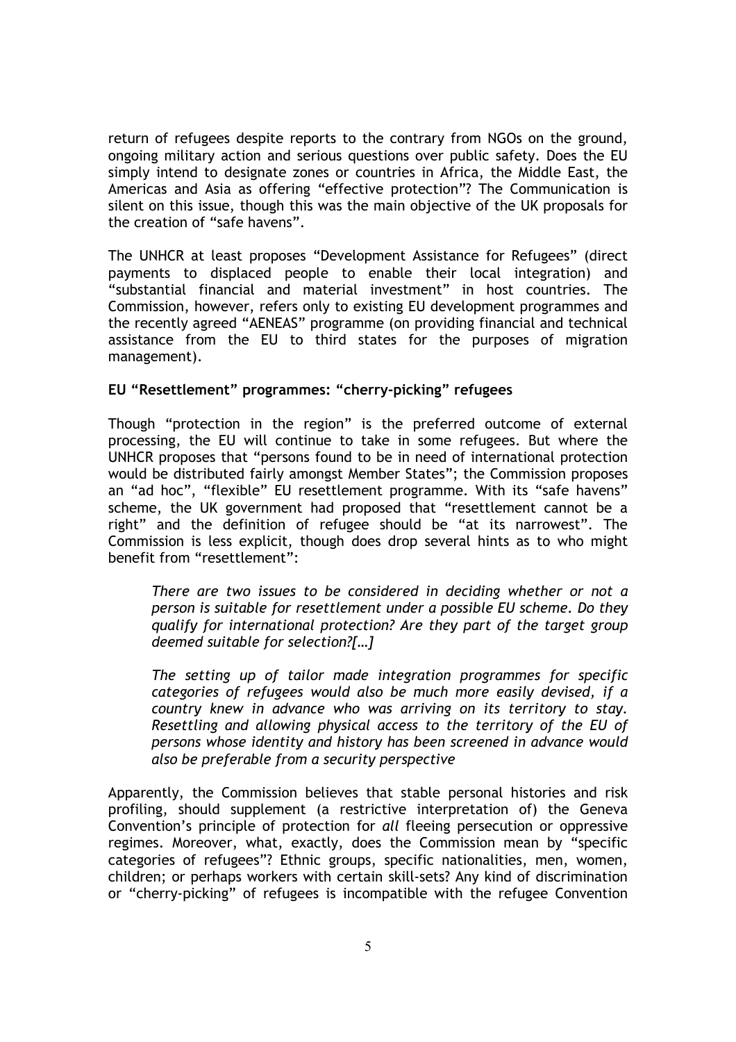return of refugees despite reports to the contrary from NGOs on the ground, ongoing military action and serious questions over public safety. Does the EU simply intend to designate zones or countries in Africa, the Middle East, the Americas and Asia as offering "effective protection"? The Communication is silent on this issue, though this was the main objective of the UK proposals for the creation of "safe havens".

The UNHCR at least proposes "Development Assistance for Refugees" (direct payments to displaced people to enable their local integration) and "substantial financial and material investment" in host countries. The Commission, however, refers only to existing EU development programmes and the recently agreed "AENEAS" programme (on providing financial and technical assistance from the EU to third states for the purposes of migration management).

**EU "Resettlement" programmes: "cherry-picking" refugees**

Though "protection in the region" is the preferred outcome of external processing, the EU will continue to take in some refugees. But where the UNHCR proposes that "persons found to be in need of international protection would be distributed fairly amongst Member States"; the Commission proposes an "ad hoc", "flexible" EU resettlement programme. With its "safe havens" scheme, the UK government had proposed that "resettlement cannot be a right" and the definition of refugee should be "at its narrowest". The Commission is less explicit, though does drop several hints as to who might benefit from "resettlement":

> *There are two issues to be considered in deciding whether or not a person is suitable for resettlement under a possible EU scheme. Do they qualify for international protection? Are they part of the target group deemed suitable for selection?[…]*
>
> *The setting up of tailor made integration programmes for specific categories of refugees would also be much more easily devised, if a country knew in advance who was arriving on its territory to stay. Resettling and allowing physical access to the territory of the EU of persons whose identity and history has been screened in advance would also be preferable from a security perspective*

Apparently, the Commission believes that stable personal histories and risk profiling, should supplement (a restrictive interpretation of) the Geneva Convention's principle of protection for *all* fleeing persecution or oppressive regimes. Moreover, what, exactly, does the Commission mean by "specific categories of refugees"? Ethnic groups, specific nationalities, men, women, children; or perhaps workers with certain skill-sets? Any kind of discrimination or "cherry-picking" of refugees is incompatible with the refugee Convention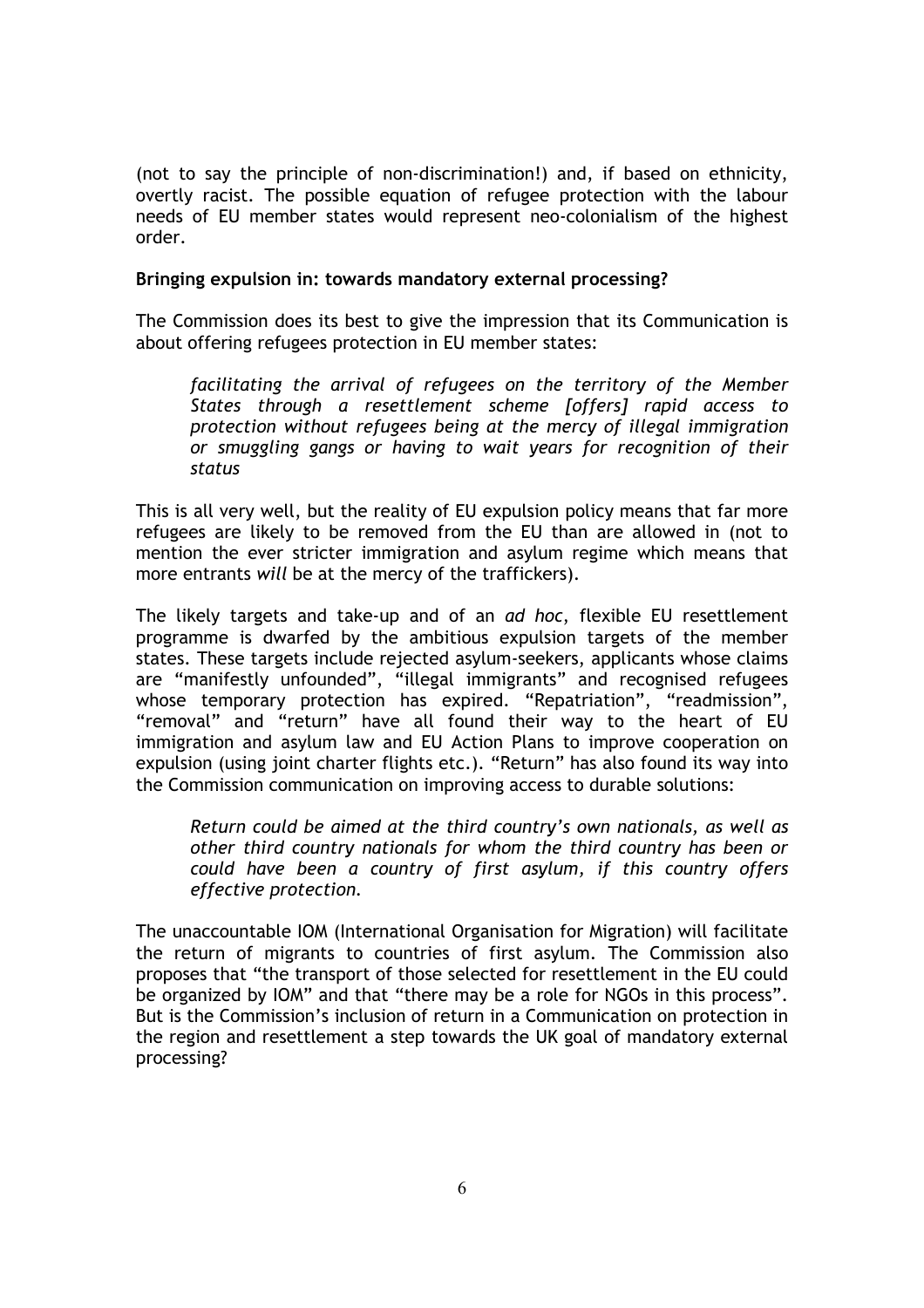(not to say the principle of non-discrimination!) and, if based on ethnicity, overtly racist. The possible equation of refugee protection with the labour needs of EU member states would represent neo-colonialism of the highest order.

**Bringing expulsion in: towards mandatory external processing?**

The Commission does its best to give the impression that its Communication is about offering refugees protection in EU member states:

> *facilitating the arrival of refugees on the territory of the Member States through a resettlement scheme [offers] rapid access to protection without refugees being at the mercy of illegal immigration or smuggling gangs or having to wait years for recognition of their status*

This is all very well, but the reality of EU expulsion policy means that far more refugees are likely to be removed from the EU than are allowed in (not to mention the ever stricter immigration and asylum regime which means that more entrants *will* be at the mercy of the traffickers).

The likely targets and take-up and of an *ad hoc*, flexible EU resettlement programme is dwarfed by the ambitious expulsion targets of the member states. These targets include rejected asylum-seekers, applicants whose claims are "manifestly unfounded", "illegal immigrants" and recognised refugees whose temporary protection has expired. "Repatriation", "readmission", "removal" and "return" have all found their way to the heart of EU immigration and asylum law and EU Action Plans to improve cooperation on expulsion (using joint charter flights etc.). "Return" has also found its way into the Commission communication on improving access to durable solutions:

> *Return could be aimed at the third country's own nationals, as well as other third country nationals for whom the third country has been or could have been a country of first asylum, if this country offers effective protection.*

The unaccountable IOM (International Organisation for Migration) will facilitate the return of migrants to countries of first asylum. The Commission also proposes that "the transport of those selected for resettlement in the EU could be organized by IOM" and that "there may be a role for NGOs in this process". But is the Commission's inclusion of return in a Communication on protection in the region and resettlement a step towards the UK goal of mandatory external processing?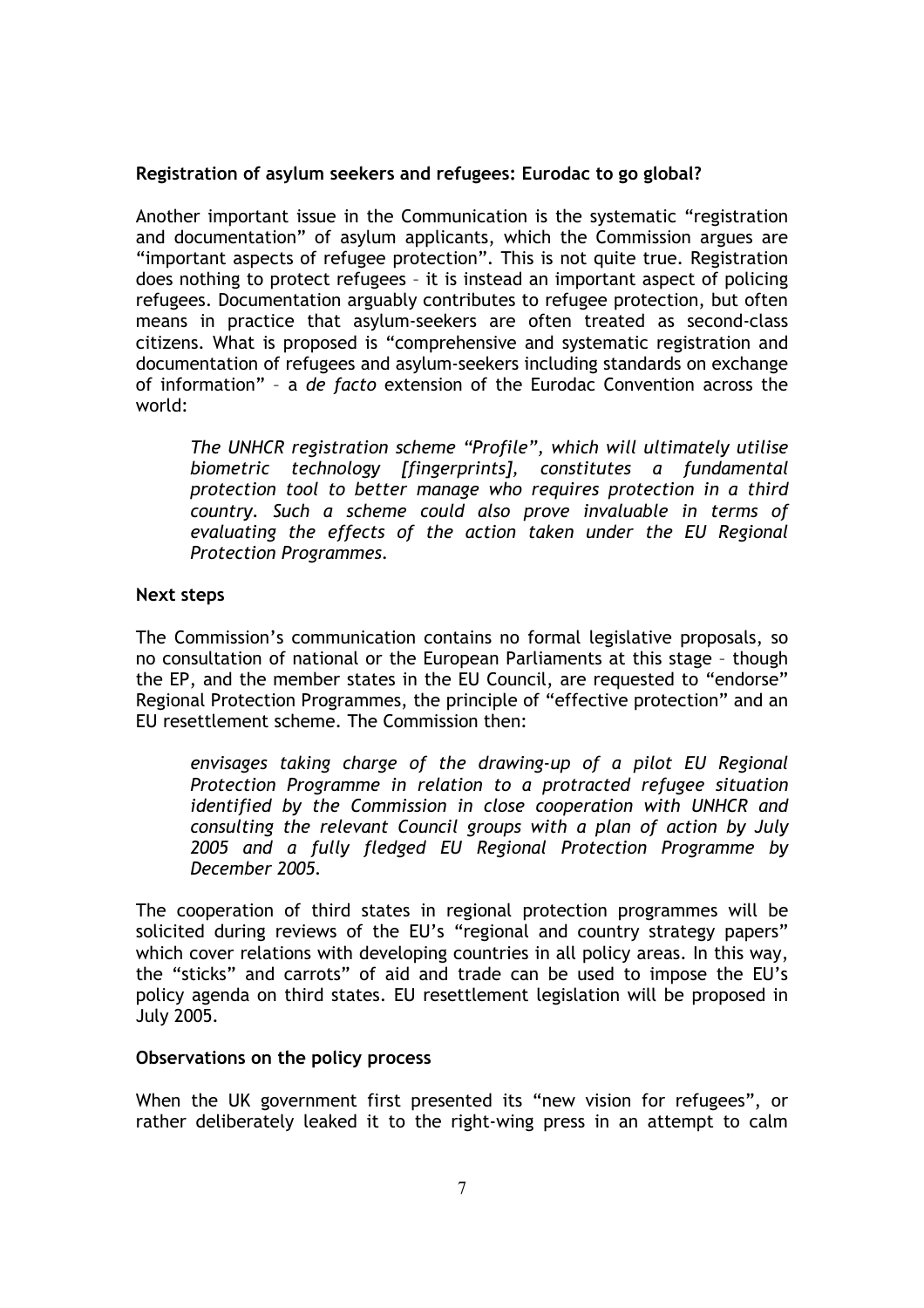**Registration of asylum seekers and refugees: Eurodac to go global?**

Another important issue in the Communication is the systematic "registration and documentation" of asylum applicants, which the Commission argues are "important aspects of refugee protection". This is not quite true. Registration does nothing to protect refugees – it is instead an important aspect of policing refugees. Documentation arguably contributes to refugee protection, but often means in practice that asylum-seekers are often treated as second-class citizens. What is proposed is "comprehensive and systematic registration and documentation of refugees and asylum-seekers including standards on exchange of information" – a *de facto* extension of the Eurodac Convention across the world:

> *The UNHCR registration scheme "Profile", which will ultimately utilise biometric technology [fingerprints], constitutes a fundamental protection tool to better manage who requires protection in a third country. Such a scheme could also prove invaluable in terms of evaluating the effects of the action taken under the EU Regional Protection Programmes.*

**Next steps**

The Commission's communication contains no formal legislative proposals, so no consultation of national or the European Parliaments at this stage – though the EP, and the member states in the EU Council, are requested to "endorse" Regional Protection Programmes, the principle of "effective protection" and an EU resettlement scheme. The Commission then:

> *envisages taking charge of the drawing-up of a pilot EU Regional Protection Programme in relation to a protracted refugee situation identified by the Commission in close cooperation with UNHCR and consulting the relevant Council groups with a plan of action by July 2005 and a fully fledged EU Regional Protection Programme by December 2005.*

The cooperation of third states in regional protection programmes will be solicited during reviews of the EU's "regional and country strategy papers" which cover relations with developing countries in all policy areas. In this way, the "sticks" and carrots" of aid and trade can be used to impose the EU's policy agenda on third states. EU resettlement legislation will be proposed in July 2005.

**Observations on the policy process**

When the UK government first presented its "new vision for refugees", or rather deliberately leaked it to the right-wing press in an attempt to calm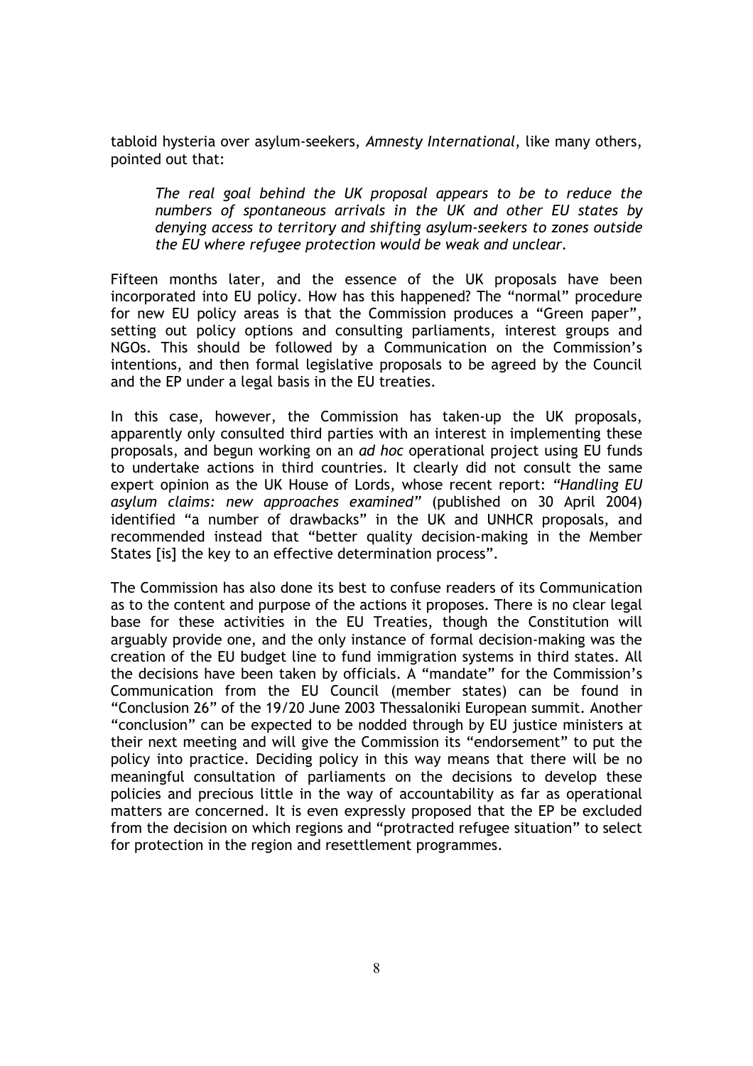tabloid hysteria over asylum-seekers, *Amnesty International*, like many others, pointed out that:

> *The real goal behind the UK proposal appears to be to reduce the numbers of spontaneous arrivals in the UK and other EU states by denying access to territory and shifting asylum-seekers to zones outside the EU where refugee protection would be weak and unclear.*

Fifteen months later, and the essence of the UK proposals have been incorporated into EU policy. How has this happened? The "normal" procedure for new EU policy areas is that the Commission produces a "Green paper", setting out policy options and consulting parliaments, interest groups and NGOs. This should be followed by a Communication on the Commission's intentions, and then formal legislative proposals to be agreed by the Council and the EP under a legal basis in the EU treaties.

In this case, however, the Commission has taken-up the UK proposals, apparently only consulted third parties with an interest in implementing these proposals, and begun working on an *ad hoc* operational project using EU funds to undertake actions in third countries. It clearly did not consult the same expert opinion as the UK House of Lords, whose recent report: *"Handling EU asylum claims: new approaches examined"* (published on 30 April 2004) identified "a number of drawbacks" in the UK and UNHCR proposals, and recommended instead that "better quality decision-making in the Member States [is] the key to an effective determination process".

The Commission has also done its best to confuse readers of its Communication as to the content and purpose of the actions it proposes. There is no clear legal base for these activities in the EU Treaties, though the Constitution will arguably provide one, and the only instance of formal decision-making was the creation of the EU budget line to fund immigration systems in third states. All the decisions have been taken by officials. A "mandate" for the Commission's Communication from the EU Council (member states) can be found in "Conclusion 26" of the 19/20 June 2003 Thessaloniki European summit. Another "conclusion" can be expected to be nodded through by EU justice ministers at their next meeting and will give the Commission its "endorsement" to put the policy into practice. Deciding policy in this way means that there will be no meaningful consultation of parliaments on the decisions to develop these policies and precious little in the way of accountability as far as operational matters are concerned. It is even expressly proposed that the EP be excluded from the decision on which regions and "protracted refugee situation" to select for protection in the region and resettlement programmes.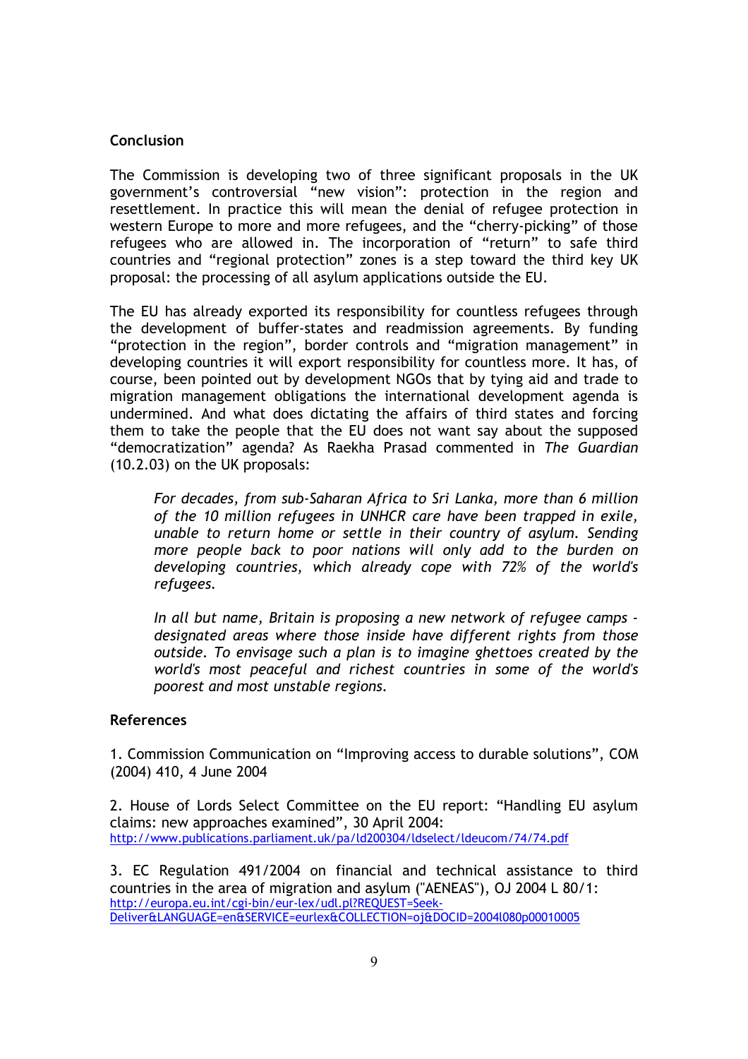## Conclusion

The Commission is developing two of three significant proposals in the UK government's controversial "new vision": protection in the region and resettlement. In practice this will mean the denial of refugee protection in western Europe to more and more refugees, and the "cherry-picking" of those refugees who are allowed in. The incorporation of "return" to safe third countries and "regional protection" zones is a step toward the third key UK proposal: the processing of all asylum applications outside the EU.

The EU has already exported its responsibility for countless refugees through the development of buffer-states and readmission agreements. By funding "protection in the region", border controls and "migration management" in developing countries it will export responsibility for countless more. It has, of course, been pointed out by development NGOs that by tying aid and trade to migration management obligations the international development agenda is undermined. And what does dictating the affairs of third states and forcing them to take the people that the EU does not want say about the supposed "democratization" agenda? As Raekha Prasad commented in *The Guardian* (10.2.03) on the UK proposals:

> *For decades, from sub-Saharan Africa to Sri Lanka, more than 6 million of the 10 million refugees in UNHCR care have been trapped in exile, unable to return home or settle in their country of asylum. Sending more people back to poor nations will only add to the burden on developing countries, which already cope with 72% of the world's refugees.*
>
> *In all but name, Britain is proposing a new network of refugee camps - designated areas where those inside have different rights from those outside. To envisage such a plan is to imagine ghettoes created by the world's most peaceful and richest countries in some of the world's poorest and most unstable regions.*

## References

1. Commission Communication on "Improving access to durable solutions", COM (2004) 410, 4 June 2004

2. House of Lords Select Committee on the EU report: "Handling EU asylum claims: new approaches examined", 30 April 2004: http://www.publications.parliament.uk/pa/ld200304/ldselect/ldeucom/74/74.pdf

3. EC Regulation 491/2004 on financial and technical assistance to third countries in the area of migration and asylum ("AENEAS"), OJ 2004 L 80/1: http://europa.eu.int/cgi-bin/eur-lex/udl.pl?REQUEST=Seek-Deliver&LANGUAGE=en&SERVICE=eurlex&COLLECTION=oj&DOCID=2004l080p00010005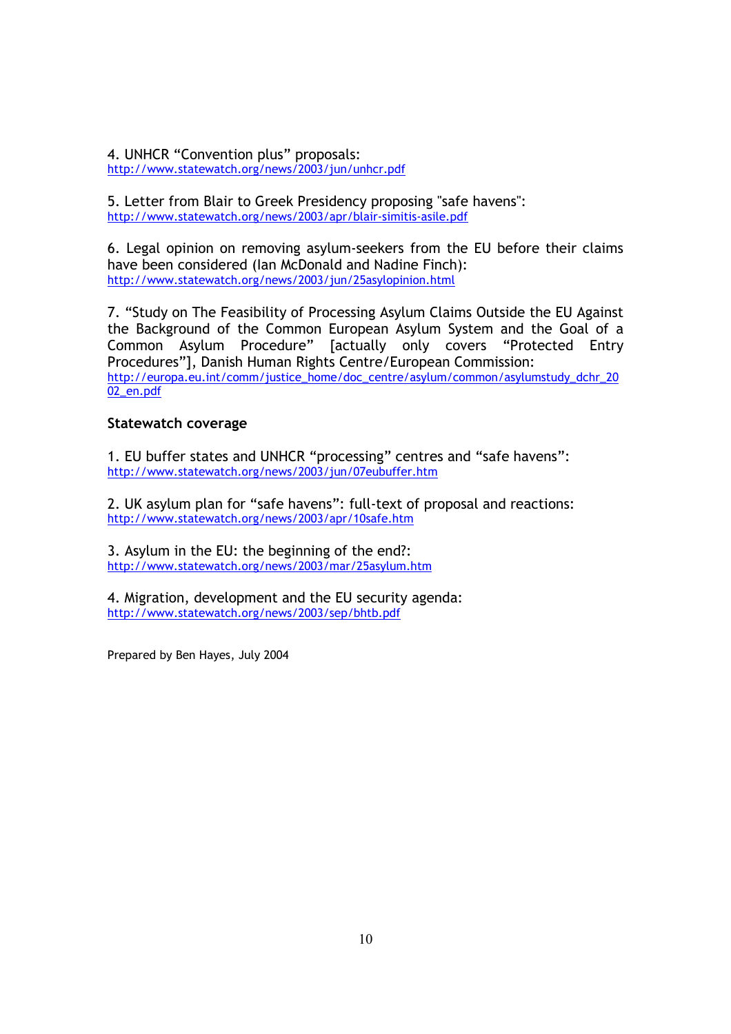4. UNHCR “Convention plus” proposals:
http://www.statewatch.org/news/2003/jun/unhcr.pdf

5. Letter from Blair to Greek Presidency proposing "safe havens":
http://www.statewatch.org/news/2003/apr/blair-simitis-asile.pdf

6. Legal opinion on removing asylum-seekers from the EU before their claims have been considered (Ian McDonald and Nadine Finch):
http://www.statewatch.org/news/2003/jun/25asylopinion.html

7. “Study on The Feasibility of Processing Asylum Claims Outside the EU Against the Background of the Common European Asylum System and the Goal of a Common Asylum Procedure” [actually only covers “Protected Entry Procedures”], Danish Human Rights Centre/European Commission:
http://europa.eu.int/comm/justice_home/doc_centre/asylum/common/asylumstudy_dchr_2002_en.pdf

**Statewatch coverage**

1. EU buffer states and UNHCR “processing” centres and “safe havens”:
http://www.statewatch.org/news/2003/jun/07eubuffer.htm

2. UK asylum plan for “safe havens”: full-text of proposal and reactions:
http://www.statewatch.org/news/2003/apr/10safe.htm

3. Asylum in the EU: the beginning of the end?:
http://www.statewatch.org/news/2003/mar/25asylum.htm

4. Migration, development and the EU security agenda:
http://www.statewatch.org/news/2003/sep/bhtb.pdf

Prepared by Ben Hayes, July 2004